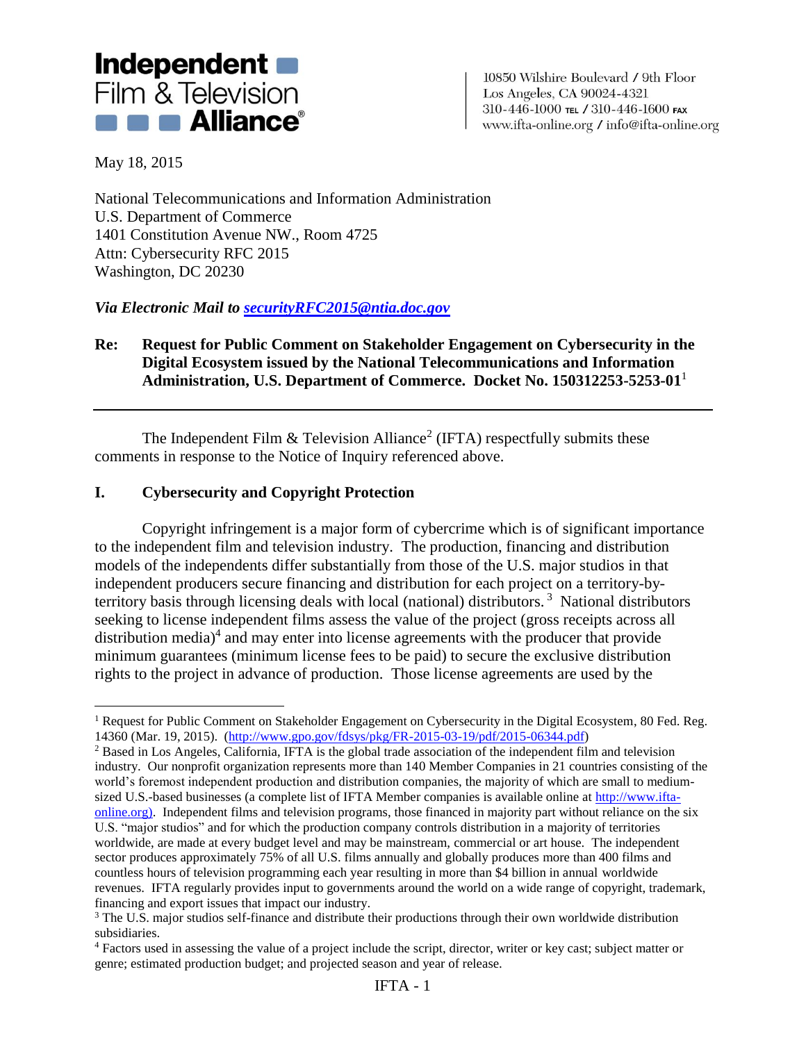**Independent Film & Television Alliance®**

10850 Wilshire Boulevard / 9th Floor
Los Angeles, CA 90024-4321
310-446-1000 TEL / 310-446-1600 FAX
www.ifta-online.org / info@ifta-online.org

May 18, 2015

National Telecommunications and Information Administration
U.S. Department of Commerce
1401 Constitution Avenue NW., Room 4725
Attn: Cybersecurity RFC 2015
Washington, DC 20230

***Via Electronic Mail to [securityRFC2015@ntia.doc.gov](mailto:securityRFC2015@ntia.doc.gov)***

**Re: Request for Public Comment on Stakeholder Engagement on Cybersecurity in the Digital Ecosystem issued by the National Telecommunications and Information Administration, U.S. Department of Commerce. Docket No. 150312253-5253-01**[1]

---

The Independent Film & Television Alliance[2] (IFTA) respectfully submits these comments in response to the Notice of Inquiry referenced above.

## I. Cybersecurity and Copyright Protection

Copyright infringement is a major form of cybercrime which is of significant importance to the independent film and television industry. The production, financing and distribution models of the independents differ substantially from those of the U.S. major studios in that independent producers secure financing and distribution for each project on a territory-by-territory basis through licensing deals with local (national) distributors.[3] National distributors seeking to license independent films assess the value of the project (gross receipts across all distribution media)[4] and may enter into license agreements with the producer that provide minimum guarantees (minimum license fees to be paid) to secure the exclusive distribution rights to the project in advance of production. Those license agreements are used by the

---

[1] Request for Public Comment on Stakeholder Engagement on Cybersecurity in the Digital Ecosystem, 80 Fed. Reg. 14360 (Mar. 19, 2015). (http://www.gpo.gov/fdsys/pkg/FR-2015-03-19/pdf/2015-06344.pdf)

[2] Based in Los Angeles, California, IFTA is the global trade association of the independent film and television industry. Our nonprofit organization represents more than 140 Member Companies in 21 countries consisting of the world's foremost independent production and distribution companies, the majority of which are small to medium-sized U.S.-based businesses (a complete list of IFTA Member companies is available online at http://www.ifta-online.org). Independent films and television programs, those financed in majority part without reliance on the six U.S. "major studios" and for which the production company controls distribution in a majority of territories worldwide, are made at every budget level and may be mainstream, commercial or art house. The independent sector produces approximately 75% of all U.S. films annually and globally produces more than 400 films and countless hours of television programming each year resulting in more than $4 billion in annual worldwide revenues. IFTA regularly provides input to governments around the world on a wide range of copyright, trademark, financing and export issues that impact our industry.

[3] The U.S. major studios self-finance and distribute their productions through their own worldwide distribution subsidiaries.

[4] Factors used in assessing the value of a project include the script, director, writer or key cast; subject matter or genre; estimated production budget; and projected season and year of release.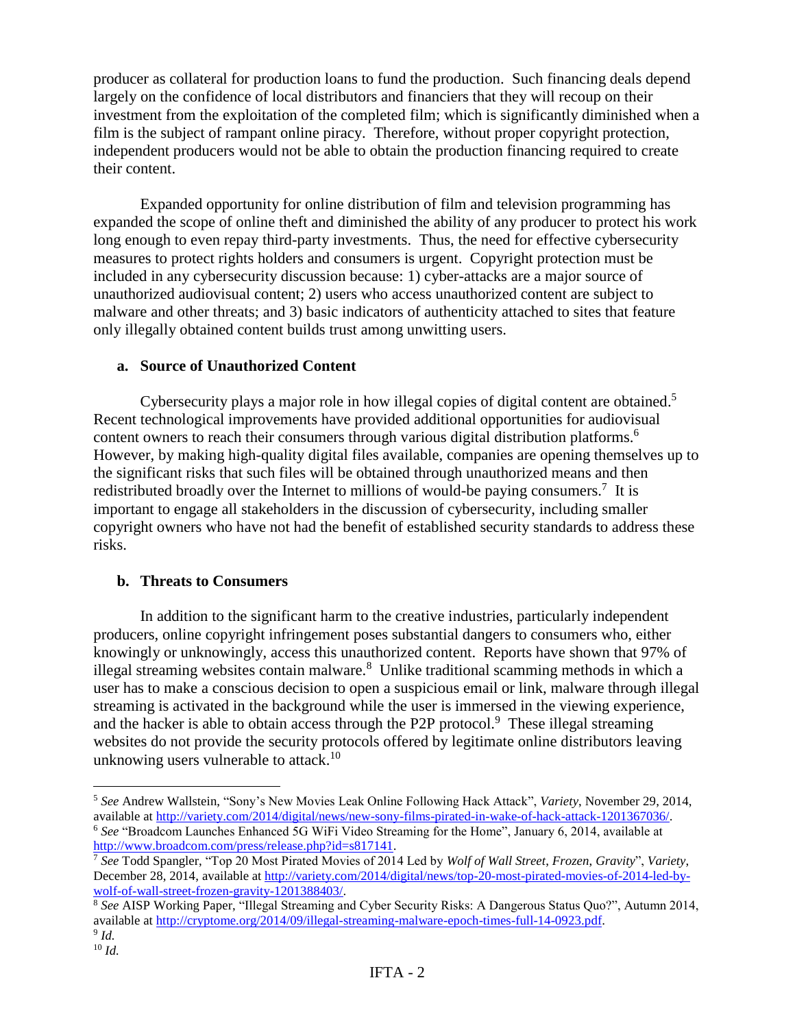producer as collateral for production loans to fund the production. Such financing deals depend largely on the confidence of local distributors and financiers that they will recoup on their investment from the exploitation of the completed film; which is significantly diminished when a film is the subject of rampant online piracy. Therefore, without proper copyright protection, independent producers would not be able to obtain the production financing required to create their content.

Expanded opportunity for online distribution of film and television programming has expanded the scope of online theft and diminished the ability of any producer to protect his work long enough to even repay third-party investments. Thus, the need for effective cybersecurity measures to protect rights holders and consumers is urgent. Copyright protection must be included in any cybersecurity discussion because: 1) cyber-attacks are a major source of unauthorized audiovisual content; 2) users who access unauthorized content are subject to malware and other threats; and 3) basic indicators of authenticity attached to sites that feature only illegally obtained content builds trust among unwitting users.

### a. Source of Unauthorized Content

Cybersecurity plays a major role in how illegal copies of digital content are obtained.[5] Recent technological improvements have provided additional opportunities for audiovisual content owners to reach their consumers through various digital distribution platforms.[6] However, by making high-quality digital files available, companies are opening themselves up to the significant risks that such files will be obtained through unauthorized means and then redistributed broadly over the Internet to millions of would-be paying consumers.[7] It is important to engage all stakeholders in the discussion of cybersecurity, including smaller copyright owners who have not had the benefit of established security standards to address these risks.

### b. Threats to Consumers

In addition to the significant harm to the creative industries, particularly independent producers, online copyright infringement poses substantial dangers to consumers who, either knowingly or unknowingly, access this unauthorized content. Reports have shown that 97% of illegal streaming websites contain malware.[8] Unlike traditional scamming methods in which a user has to make a conscious decision to open a suspicious email or link, malware through illegal streaming is activated in the background while the user is immersed in the viewing experience, and the hacker is able to obtain access through the P2P protocol.[9] These illegal streaming websites do not provide the security protocols offered by legitimate online distributors leaving unknowing users vulnerable to attack.[10]

---

[5] *See* Andrew Wallstein, "Sony's New Movies Leak Online Following Hack Attack", *Variety*, November 29, 2014, available at http://variety.com/2014/digital/news/new-sony-films-pirated-in-wake-of-hack-attack-1201367036/.

[6] *See* "Broadcom Launches Enhanced 5G WiFi Video Streaming for the Home", January 6, 2014, available at http://www.broadcom.com/press/release.php?id=s817141.

[7] *See* Todd Spangler, "Top 20 Most Pirated Movies of 2014 Led by *Wolf of Wall Street*, *Frozen*, *Gravity*", *Variety*, December 28, 2014, available at http://variety.com/2014/digital/news/top-20-most-pirated-movies-of-2014-led-by-wolf-of-wall-street-frozen-gravity-1201388403/.

[8] *See* AISP Working Paper, "Illegal Streaming and Cyber Security Risks: A Dangerous Status Quo?", Autumn 2014, available at http://cryptome.org/2014/09/illegal-streaming-malware-epoch-times-full-14-0923.pdf.

[9] *Id.*

[10] *Id.*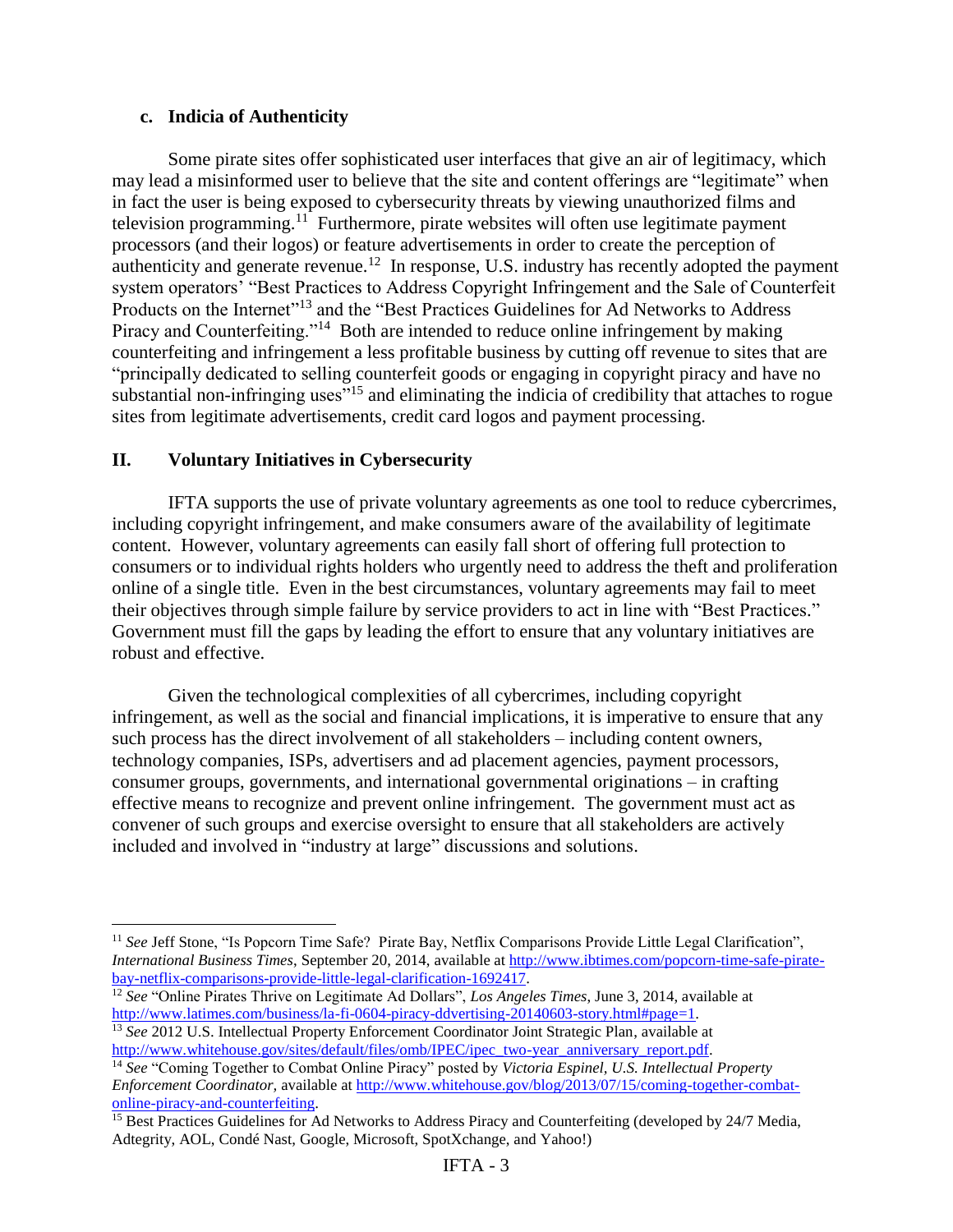### c. Indicia of Authenticity

Some pirate sites offer sophisticated user interfaces that give an air of legitimacy, which may lead a misinformed user to believe that the site and content offerings are "legitimate" when in fact the user is being exposed to cybersecurity threats by viewing unauthorized films and television programming.[11] Furthermore, pirate websites will often use legitimate payment processors (and their logos) or feature advertisements in order to create the perception of authenticity and generate revenue.[12] In response, U.S. industry has recently adopted the payment system operators' "Best Practices to Address Copyright Infringement and the Sale of Counterfeit Products on the Internet"[13] and the "Best Practices Guidelines for Ad Networks to Address Piracy and Counterfeiting."[14] Both are intended to reduce online infringement by making counterfeiting and infringement a less profitable business by cutting off revenue to sites that are "principally dedicated to selling counterfeit goods or engaging in copyright piracy and have no substantial non-infringing uses"[15] and eliminating the indicia of credibility that attaches to rogue sites from legitimate advertisements, credit card logos and payment processing.

## II. Voluntary Initiatives in Cybersecurity

IFTA supports the use of private voluntary agreements as one tool to reduce cybercrimes, including copyright infringement, and make consumers aware of the availability of legitimate content. However, voluntary agreements can easily fall short of offering full protection to consumers or to individual rights holders who urgently need to address the theft and proliferation online of a single title. Even in the best circumstances, voluntary agreements may fail to meet their objectives through simple failure by service providers to act in line with "Best Practices." Government must fill the gaps by leading the effort to ensure that any voluntary initiatives are robust and effective.

Given the technological complexities of all cybercrimes, including copyright infringement, as well as the social and financial implications, it is imperative to ensure that any such process has the direct involvement of all stakeholders – including content owners, technology companies, ISPs, advertisers and ad placement agencies, payment processors, consumer groups, governments, and international governmental originations – in crafting effective means to recognize and prevent online infringement. The government must act as convener of such groups and exercise oversight to ensure that all stakeholders are actively included and involved in "industry at large" discussions and solutions.

---

[11] *See* Jeff Stone, "Is Popcorn Time Safe? Pirate Bay, Netflix Comparisons Provide Little Legal Clarification", *International Business Times*, September 20, 2014, available at http://www.ibtimes.com/popcorn-time-safe-pirate-bay-netflix-comparisons-provide-little-legal-clarification-1692417.

[12] *See* "Online Pirates Thrive on Legitimate Ad Dollars", *Los Angeles Times*, June 3, 2014, available at http://www.latimes.com/business/la-fi-0604-piracy-ddvertising-20140603-story.html#page=1.

[13] *See* 2012 U.S. Intellectual Property Enforcement Coordinator Joint Strategic Plan, available at http://www.whitehouse.gov/sites/default/files/omb/IPEC/ipec_two-year_anniversary_report.pdf.

[14] *See* "Coming Together to Combat Online Piracy" posted by *Victoria Espinel, U.S. Intellectual Property Enforcement Coordinator*, available at http://www.whitehouse.gov/blog/2013/07/15/coming-together-combat-online-piracy-and-counterfeiting.

[15] Best Practices Guidelines for Ad Networks to Address Piracy and Counterfeiting (developed by 24/7 Media, Adtegrity, AOL, Condé Nast, Google, Microsoft, SpotXchange, and Yahoo!)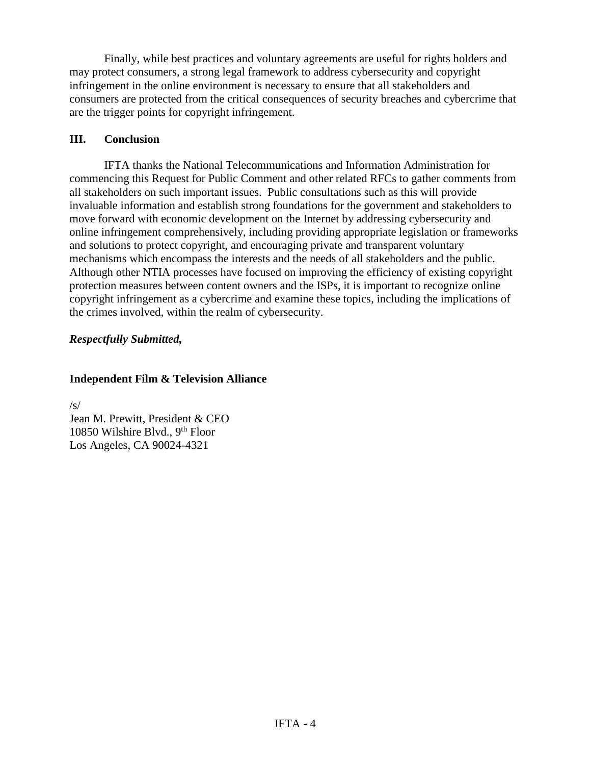Finally, while best practices and voluntary agreements are useful for rights holders and may protect consumers, a strong legal framework to address cybersecurity and copyright infringement in the online environment is necessary to ensure that all stakeholders and consumers are protected from the critical consequences of security breaches and cybercrime that are the trigger points for copyright infringement.

## III. Conclusion

IFTA thanks the National Telecommunications and Information Administration for commencing this Request for Public Comment and other related RFCs to gather comments from all stakeholders on such important issues. Public consultations such as this will provide invaluable information and establish strong foundations for the government and stakeholders to move forward with economic development on the Internet by addressing cybersecurity and online infringement comprehensively, including providing appropriate legislation or frameworks and solutions to protect copyright, and encouraging private and transparent voluntary mechanisms which encompass the interests and the needs of all stakeholders and the public. Although other NTIA processes have focused on improving the efficiency of existing copyright protection measures between content owners and the ISPs, it is important to recognize online copyright infringement as a cybercrime and examine these topics, including the implications of the crimes involved, within the realm of cybersecurity.

***Respectfully Submitted,***

**Independent Film & Television Alliance**

/s/
Jean M. Prewitt, President & CEO
10850 Wilshire Blvd., 9th Floor
Los Angeles, CA 90024-4321